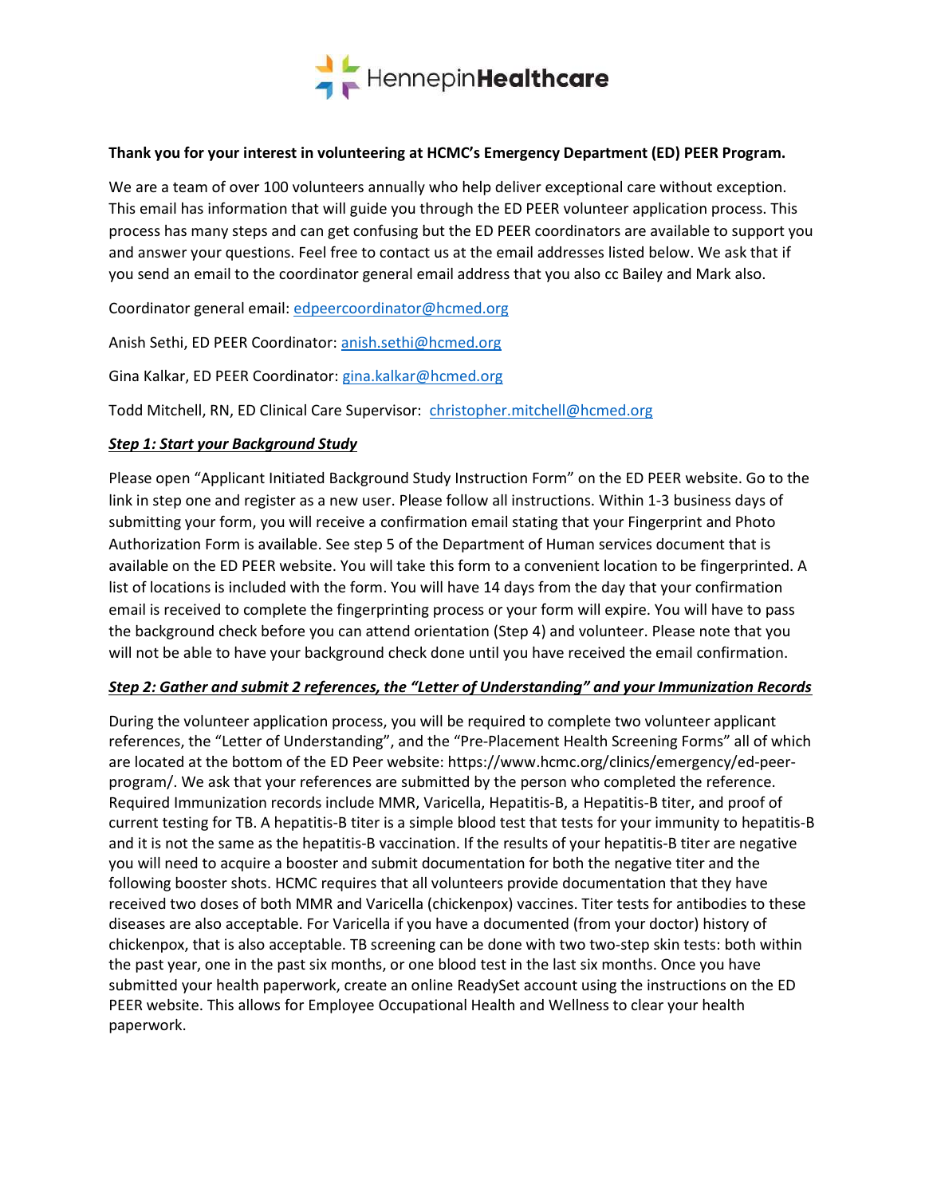HennepinHealthcare

**Thank you for your interest in volunteering at HCMC's Emergency Department (ED) PEER Program.**

We are a team of over 100 volunteers annually who help deliver exceptional care without exception. This email has information that will guide you through the ED PEER volunteer application process. This process has many steps and can get confusing but the ED PEER coordinators are available to support you and answer your questions. Feel free to contact us at the email addresses listed below. We ask that if you send an email to the coordinator general email address that you also cc Bailey and Mark also.

Coordinator general email: edpeercoordinator@hcmed.org

Anish Sethi, ED PEER Coordinator: anish.sethi@hcmed.org

Gina Kalkar, ED PEER Coordinator: gina.kalkar@hcmed.org

Todd Mitchell, RN, ED Clinical Care Supervisor: christopher.mitchell@hcmed.org

***Step 1: Start your Background Study***

Please open "Applicant Initiated Background Study Instruction Form" on the ED PEER website. Go to the link in step one and register as a new user. Please follow all instructions. Within 1-3 business days of submitting your form, you will receive a confirmation email stating that your Fingerprint and Photo Authorization Form is available. See step 5 of the Department of Human services document that is available on the ED PEER website. You will take this form to a convenient location to be fingerprinted. A list of locations is included with the form. You will have 14 days from the day that your confirmation email is received to complete the fingerprinting process or your form will expire. You will have to pass the background check before you can attend orientation (Step 4) and volunteer. Please note that you will not be able to have your background check done until you have received the email confirmation.

***Step 2: Gather and submit 2 references, the "Letter of Understanding" and your Immunization Records***

During the volunteer application process, you will be required to complete two volunteer applicant references, the "Letter of Understanding", and the "Pre-Placement Health Screening Forms" all of which are located at the bottom of the ED Peer website: https://www.hcmc.org/clinics/emergency/ed-peer-program/. We ask that your references are submitted by the person who completed the reference. Required Immunization records include MMR, Varicella, Hepatitis-B, a Hepatitis-B titer, and proof of current testing for TB. A hepatitis-B titer is a simple blood test that tests for your immunity to hepatitis-B and it is not the same as the hepatitis-B vaccination. If the results of your hepatitis-B titer are negative you will need to acquire a booster and submit documentation for both the negative titer and the following booster shots. HCMC requires that all volunteers provide documentation that they have received two doses of both MMR and Varicella (chickenpox) vaccines. Titer tests for antibodies to these diseases are also acceptable. For Varicella if you have a documented (from your doctor) history of chickenpox, that is also acceptable. TB screening can be done with two two-step skin tests: both within the past year, one in the past six months, or one blood test in the last six months. Once you have submitted your health paperwork, create an online ReadySet account using the instructions on the ED PEER website. This allows for Employee Occupational Health and Wellness to clear your health paperwork.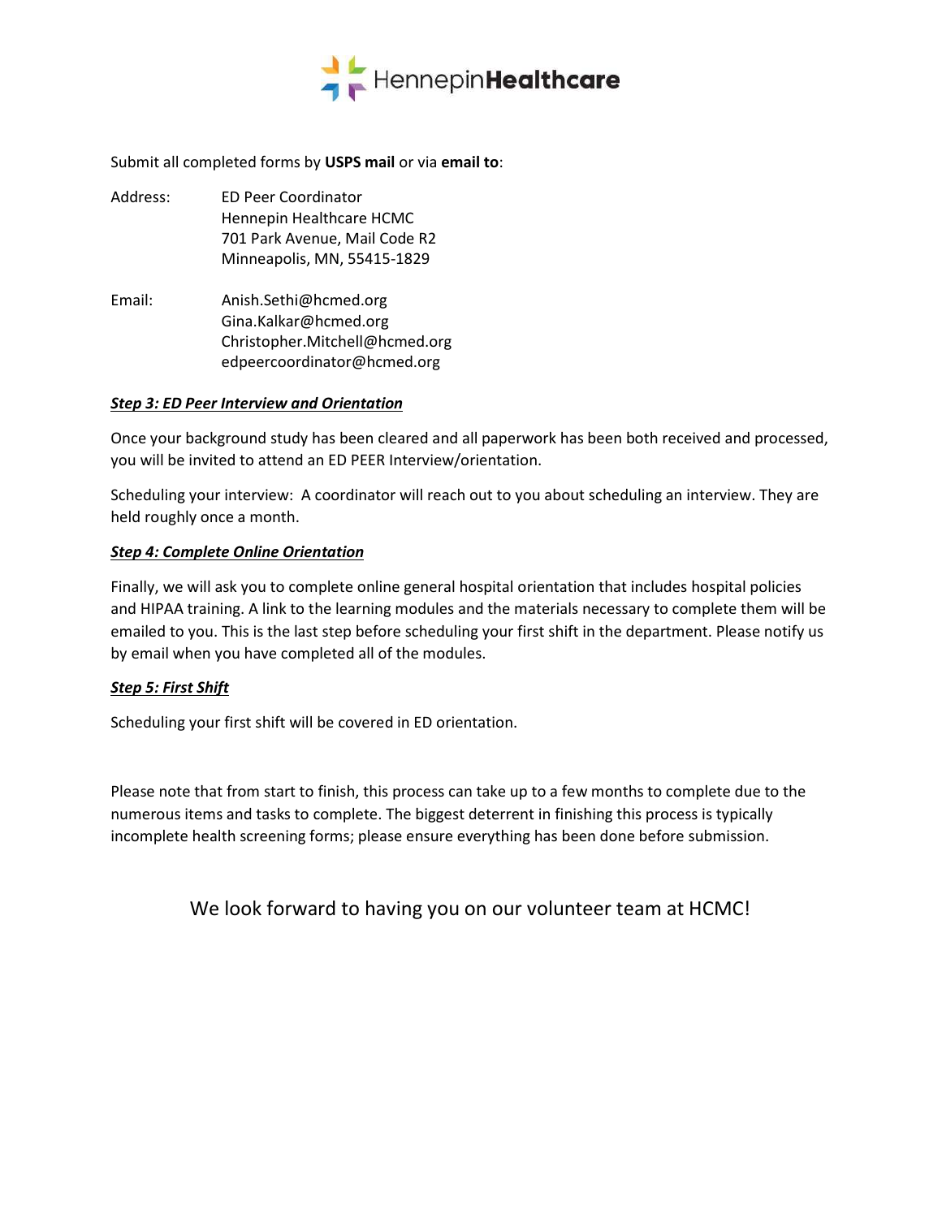Submit all completed forms by **USPS mail** or via **email to**:

Address:
ED Peer Coordinator
Hennepin Healthcare HCMC
701 Park Avenue, Mail Code R2
Minneapolis, MN, 55415-1829

Email:
Anish.Sethi@hcmed.org
Gina.Kalkar@hcmed.org
Christopher.Mitchell@hcmed.org
edpeercoordinator@hcmed.org

***Step 3: ED Peer Interview and Orientation***

Once your background study has been cleared and all paperwork has been both received and processed, you will be invited to attend an ED PEER Interview/orientation.

Scheduling your interview: A coordinator will reach out to you about scheduling an interview. They are held roughly once a month.

***Step 4: Complete Online Orientation***

Finally, we will ask you to complete online general hospital orientation that includes hospital policies and HIPAA training. A link to the learning modules and the materials necessary to complete them will be emailed to you. This is the last step before scheduling your first shift in the department. Please notify us by email when you have completed all of the modules.

***Step 5: First Shift***

Scheduling your first shift will be covered in ED orientation.

Please note that from start to finish, this process can take up to a few months to complete due to the numerous items and tasks to complete. The biggest deterrent in finishing this process is typically incomplete health screening forms; please ensure everything has been done before submission.

We look forward to having you on our volunteer team at HCMC!